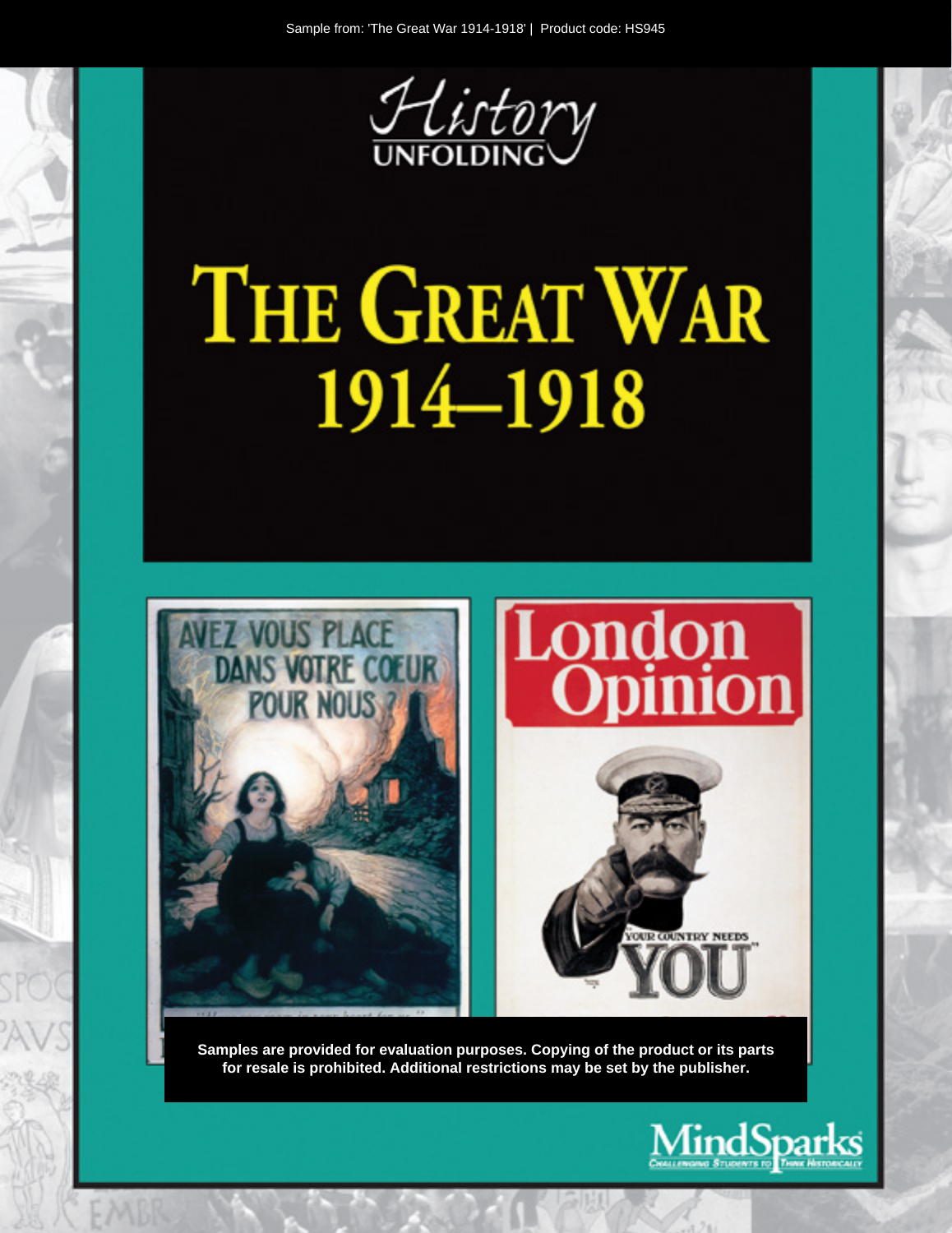Sample from: 'The Great War 1914-1918' | Product code: HS945

# History UNFOLDING

# THE GREAT WAR 1914–1918

AVEZ VOUS PLACE DANS VOTRE COEUR POUR NOUS?

London Opinion

YOUR COUNTRY NEEDS YOU

**Samples are provided for evaluation purposes. Copying of the product or its parts for resale is prohibited. Additional restrictions may be set by the publisher.**

MindSparks
CHALLENGING STUDENTS TO THINK HISTORICALLY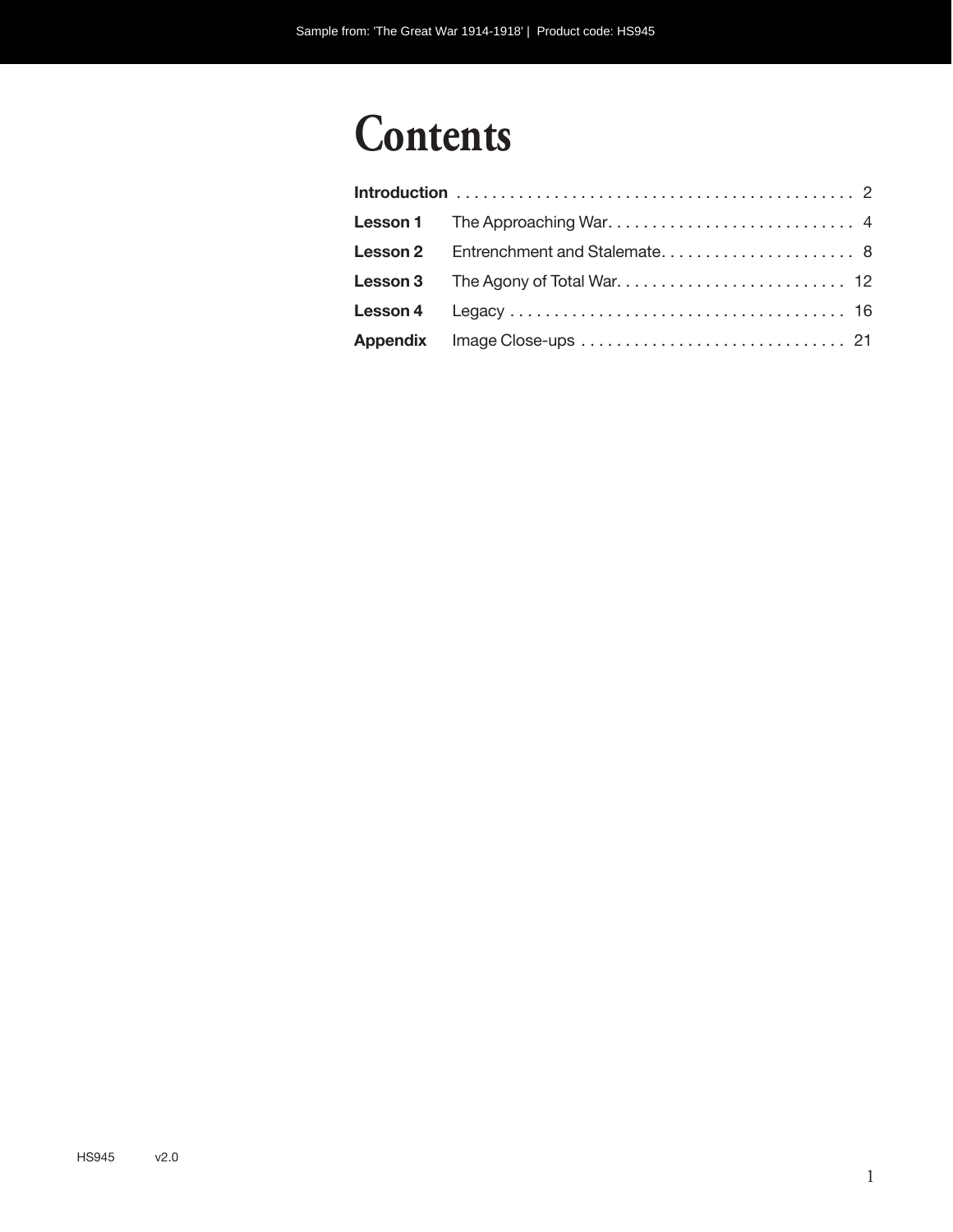# Contents

| | | |
|---|---|---|
| **Introduction** | | 2 |
| **Lesson 1** | The Approaching War | 4 |
| **Lesson 2** | Entrenchment and Stalemate | 8 |
| **Lesson 3** | The Agony of Total War | 12 |
| **Lesson 4** | Legacy | 16 |
| **Appendix** | Image Close-ups | 21 |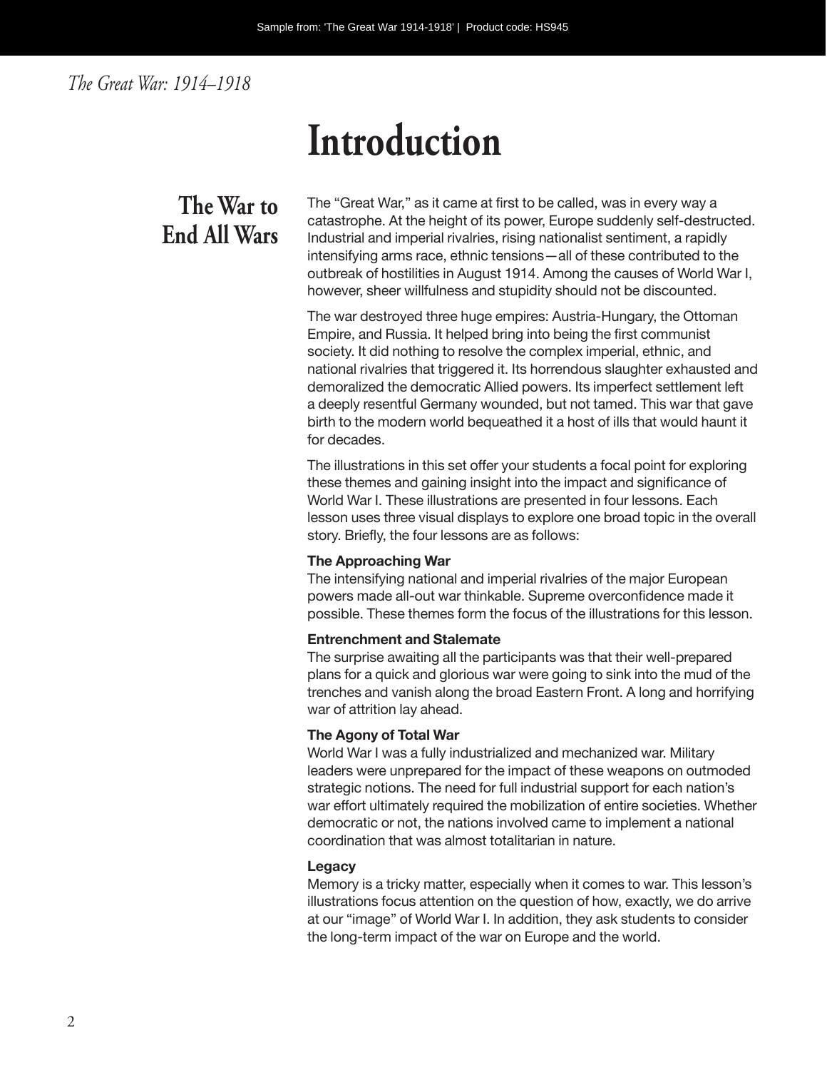# Introduction

## The War to End All Wars

The "Great War," as it came at first to be called, was in every way a catastrophe. At the height of its power, Europe suddenly self-destructed. Industrial and imperial rivalries, rising nationalist sentiment, a rapidly intensifying arms race, ethnic tensions—all of these contributed to the outbreak of hostilities in August 1914. Among the causes of World War I, however, sheer willfulness and stupidity should not be discounted.

The war destroyed three huge empires: Austria-Hungary, the Ottoman Empire, and Russia. It helped bring into being the first communist society. It did nothing to resolve the complex imperial, ethnic, and national rivalries that triggered it. Its horrendous slaughter exhausted and demoralized the democratic Allied powers. Its imperfect settlement left a deeply resentful Germany wounded, but not tamed. This war that gave birth to the modern world bequeathed it a host of ills that would haunt it for decades.

The illustrations in this set offer your students a focal point for exploring these themes and gaining insight into the impact and significance of World War I. These illustrations are presented in four lessons. Each lesson uses three visual displays to explore one broad topic in the overall story. Briefly, the four lessons are as follows:

**The Approaching War**
The intensifying national and imperial rivalries of the major European powers made all-out war thinkable. Supreme overconfidence made it possible. These themes form the focus of the illustrations for this lesson.

**Entrenchment and Stalemate**
The surprise awaiting all the participants was that their well-prepared plans for a quick and glorious war were going to sink into the mud of the trenches and vanish along the broad Eastern Front. A long and horrifying war of attrition lay ahead.

**The Agony of Total War**
World War I was a fully industrialized and mechanized war. Military leaders were unprepared for the impact of these weapons on outmoded strategic notions. The need for full industrial support for each nation's war effort ultimately required the mobilization of entire societies. Whether democratic or not, the nations involved came to implement a national coordination that was almost totalitarian in nature.

**Legacy**
Memory is a tricky matter, especially when it comes to war. This lesson's illustrations focus attention on the question of how, exactly, we do arrive at our "image" of World War I. In addition, they ask students to consider the long-term impact of the war on Europe and the world.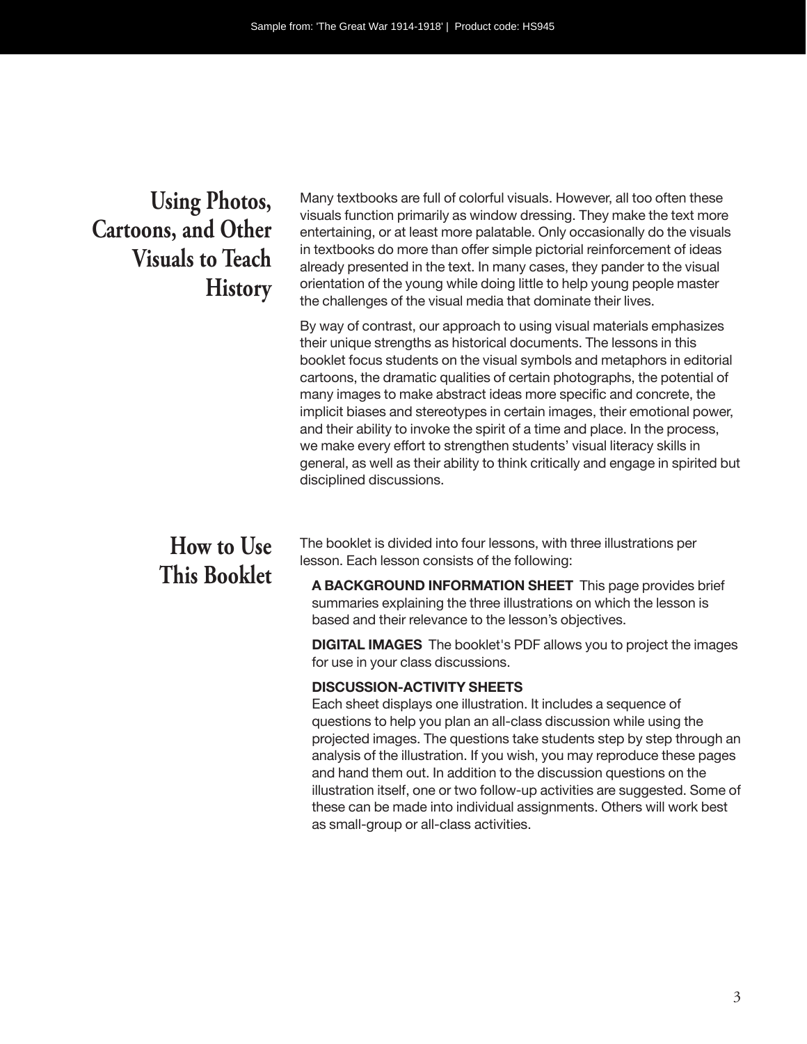## Using Photos, Cartoons, and Other Visuals to Teach History

Many textbooks are full of colorful visuals. However, all too often these visuals function primarily as window dressing. They make the text more entertaining, or at least more palatable. Only occasionally do the visuals in textbooks do more than offer simple pictorial reinforcement of ideas already presented in the text. In many cases, they pander to the visual orientation of the young while doing little to help young people master the challenges of the visual media that dominate their lives.

By way of contrast, our approach to using visual materials emphasizes their unique strengths as historical documents. The lessons in this booklet focus students on the visual symbols and metaphors in editorial cartoons, the dramatic qualities of certain photographs, the potential of many images to make abstract ideas more specific and concrete, the implicit biases and stereotypes in certain images, their emotional power, and their ability to invoke the spirit of a time and place. In the process, we make every effort to strengthen students' visual literacy skills in general, as well as their ability to think critically and engage in spirited but disciplined discussions.

## How to Use This Booklet

The booklet is divided into four lessons, with three illustrations per lesson. Each lesson consists of the following:

**A BACKGROUND INFORMATION SHEET** This page provides brief summaries explaining the three illustrations on which the lesson is based and their relevance to the lesson's objectives.

**DIGITAL IMAGES** The booklet's PDF allows you to project the images for use in your class discussions.

**DISCUSSION-ACTIVITY SHEETS**
Each sheet displays one illustration. It includes a sequence of questions to help you plan an all-class discussion while using the projected images. The questions take students step by step through an analysis of the illustration. If you wish, you may reproduce these pages and hand them out. In addition to the discussion questions on the illustration itself, one or two follow-up activities are suggested. Some of these can be made into individual assignments. Others will work best as small-group or all-class activities.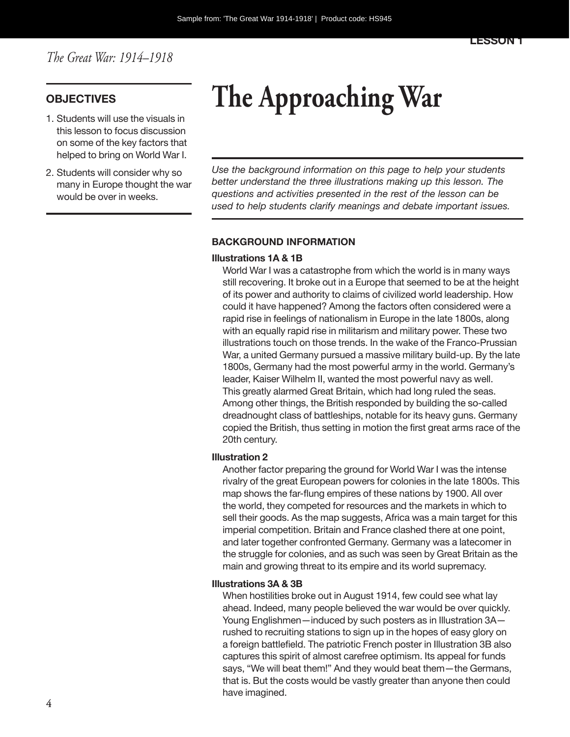# The Approaching War

## OBJECTIVES

1. Students will use the visuals in this lesson to focus discussion on some of the key factors that helped to bring on World War I.
2. Students will consider why so many in Europe thought the war would be over in weeks.

*Use the background information on this page to help your students better understand the three illustrations making up this lesson. The questions and activities presented in the rest of the lesson can be used to help students clarify meanings and debate important issues.*

## BACKGROUND INFORMATION

### Illustrations 1A & 1B

World War I was a catastrophe from which the world is in many ways still recovering. It broke out in a Europe that seemed to be at the height of its power and authority to claims of civilized world leadership. How could it have happened? Among the factors often considered were a rapid rise in feelings of nationalism in Europe in the late 1800s, along with an equally rapid rise in militarism and military power. These two illustrations touch on those trends. In the wake of the Franco-Prussian War, a united Germany pursued a massive military build-up. By the late 1800s, Germany had the most powerful army in the world. Germany's leader, Kaiser Wilhelm II, wanted the most powerful navy as well. This greatly alarmed Great Britain, which had long ruled the seas. Among other things, the British responded by building the so-called dreadnought class of battleships, notable for its heavy guns. Germany copied the British, thus setting in motion the first great arms race of the 20th century.

### Illustration 2

Another factor preparing the ground for World War I was the intense rivalry of the great European powers for colonies in the late 1800s. This map shows the far-flung empires of these nations by 1900. All over the world, they competed for resources and the markets in which to sell their goods. As the map suggests, Africa was a main target for this imperial competition. Britain and France clashed there at one point, and later together confronted Germany. Germany was a latecomer in the struggle for colonies, and as such was seen by Great Britain as the main and growing threat to its empire and its world supremacy.

### Illustrations 3A & 3B

When hostilities broke out in August 1914, few could see what lay ahead. Indeed, many people believed the war would be over quickly. Young Englishmen—induced by such posters as in Illustration 3A—rushed to recruiting stations to sign up in the hopes of easy glory on a foreign battlefield. The patriotic French poster in Illustration 3B also captures this spirit of almost carefree optimism. Its appeal for funds says, "We will beat them!" And they would beat them—the Germans, that is. But the costs would be vastly greater than anyone then could have imagined.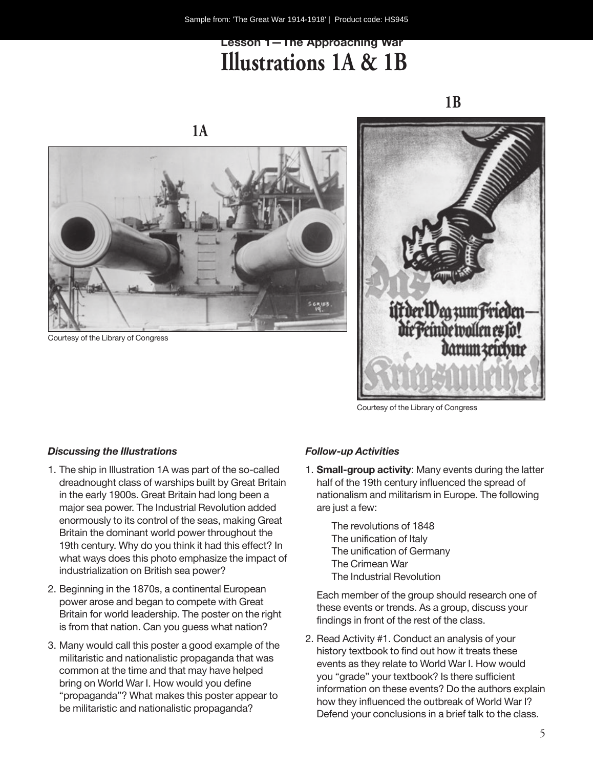## Lesson 1—The Approaching War

# Illustrations 1A & 1B

### 1A

Courtesy of the Library of Congress

### 1B

Courtesy of the Library of Congress

### *Discussing the Illustrations*

1. The ship in Illustration 1A was part of the so-called dreadnought class of warships built by Great Britain in the early 1900s. Great Britain had long been a major sea power. The Industrial Revolution added enormously to its control of the seas, making Great Britain the dominant world power throughout the 19th century. Why do you think it had this effect? In what ways does this photo emphasize the impact of industrialization on British sea power?
2. Beginning in the 1870s, a continental European power arose and began to compete with Great Britain for world leadership. The poster on the right is from that nation. Can you guess what nation?
3. Many would call this poster a good example of the militaristic and nationalistic propaganda that was common at the time and that may have helped bring on World War I. How would you define "propaganda"? What makes this poster appear to be militaristic and nationalistic propaganda?

### *Follow-up Activities*

1. **Small-group activity**: Many events during the latter half of the 19th century influenced the spread of nationalism and militarism in Europe. The following are just a few:

   The revolutions of 1848
   The unification of Italy
   The unification of Germany
   The Crimean War
   The Industrial Revolution

   Each member of the group should research one of these events or trends. As a group, discuss your findings in front of the rest of the class.
2. Read Activity #1. Conduct an analysis of your history textbook to find out how it treats these events as they relate to World War I. How would you "grade" your textbook? Is there sufficient information on these events? Do the authors explain how they influenced the outbreak of World War I? Defend your conclusions in a brief talk to the class.